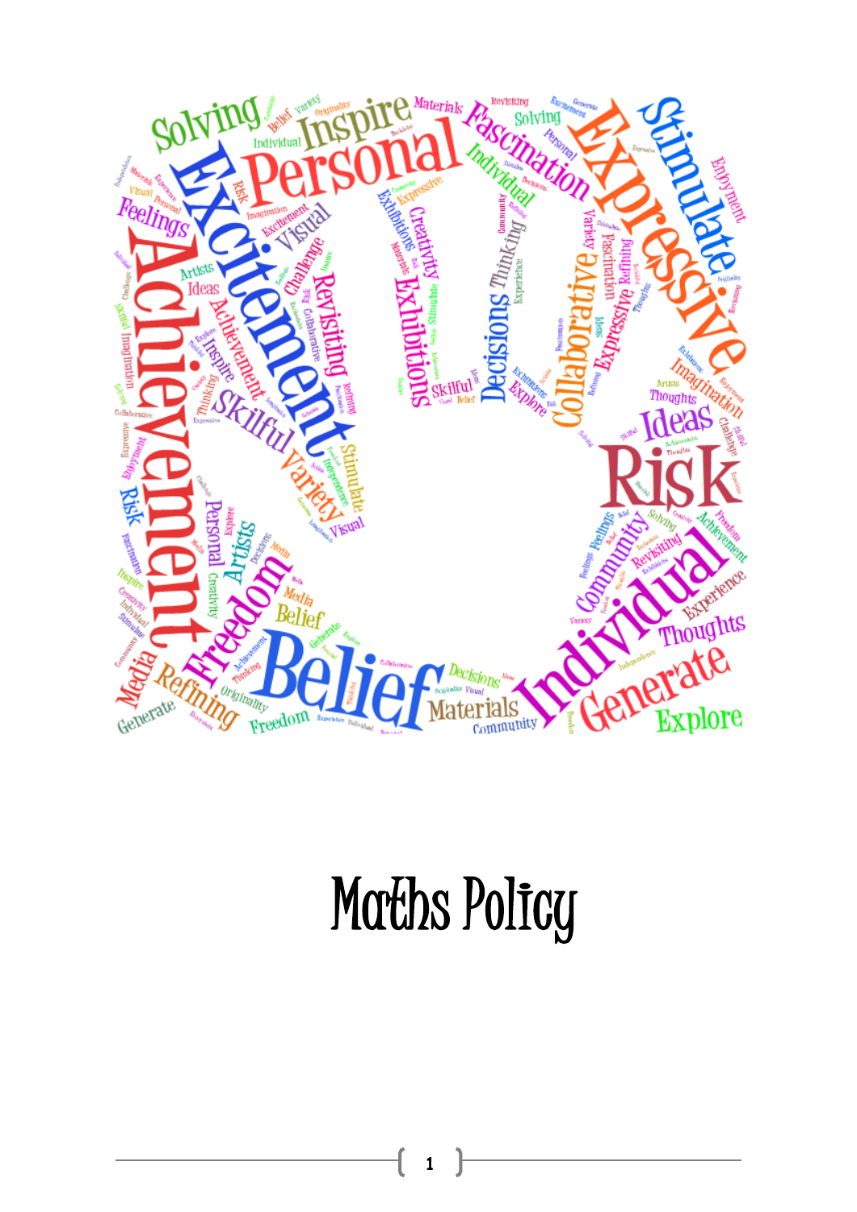# Maths Policy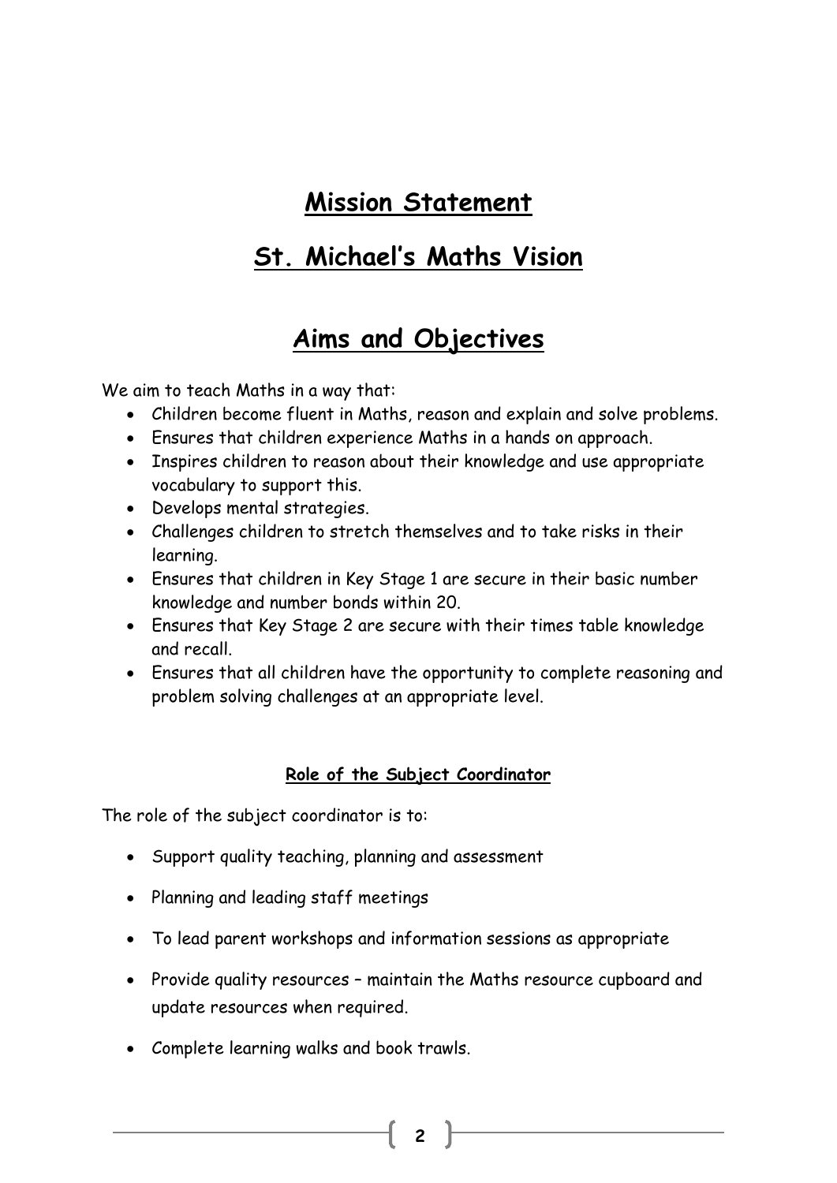# Mission Statement

# St. Michael's Maths Vision

# Aims and Objectives

We aim to teach Maths in a way that:

- Children become fluent in Maths, reason and explain and solve problems.
- Ensures that children experience Maths in a hands on approach.
- Inspires children to reason about their knowledge and use appropriate vocabulary to support this.
- Develops mental strategies.
- Challenges children to stretch themselves and to take risks in their learning.
- Ensures that children in Key Stage 1 are secure in their basic number knowledge and number bonds within 20.
- Ensures that Key Stage 2 are secure with their times table knowledge and recall.
- Ensures that all children have the opportunity to complete reasoning and problem solving challenges at an appropriate level.

#### Role of the Subject Coordinator

The role of the subject coordinator is to:

- Support quality teaching, planning and assessment
- Planning and leading staff meetings
- To lead parent workshops and information sessions as appropriate
- Provide quality resources – maintain the Maths resource cupboard and update resources when required.
- Complete learning walks and book trawls.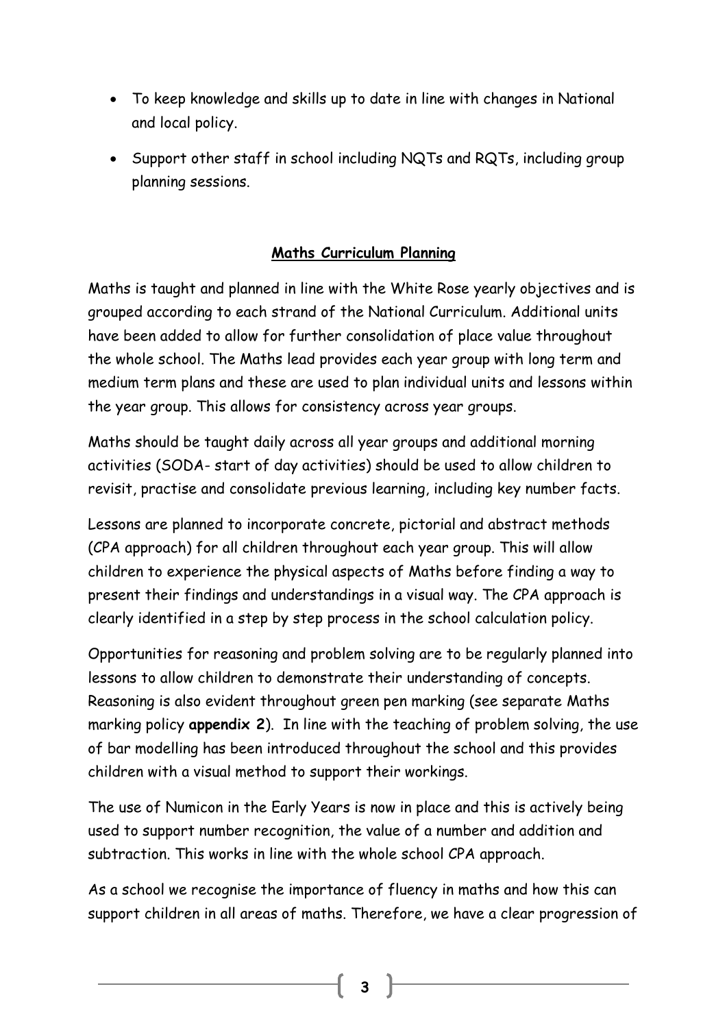- To keep knowledge and skills up to date in line with changes in National and local policy.
- Support other staff in school including NQTs and RQTs, including group planning sessions.

## Maths Curriculum Planning

Maths is taught and planned in line with the White Rose yearly objectives and is grouped according to each strand of the National Curriculum. Additional units have been added to allow for further consolidation of place value throughout the whole school. The Maths lead provides each year group with long term and medium term plans and these are used to plan individual units and lessons within the year group. This allows for consistency across year groups.

Maths should be taught daily across all year groups and additional morning activities (SODA- start of day activities) should be used to allow children to revisit, practise and consolidate previous learning, including key number facts.

Lessons are planned to incorporate concrete, pictorial and abstract methods (CPA approach) for all children throughout each year group. This will allow children to experience the physical aspects of Maths before finding a way to present their findings and understandings in a visual way. The CPA approach is clearly identified in a step by step process in the school calculation policy.

Opportunities for reasoning and problem solving are to be regularly planned into lessons to allow children to demonstrate their understanding of concepts. Reasoning is also evident throughout green pen marking (see separate Maths marking policy **appendix 2**). In line with the teaching of problem solving, the use of bar modelling has been introduced throughout the school and this provides children with a visual method to support their workings.

The use of Numicon in the Early Years is now in place and this is actively being used to support number recognition, the value of a number and addition and subtraction. This works in line with the whole school CPA approach.

As a school we recognise the importance of fluency in maths and how this can support children in all areas of maths. Therefore, we have a clear progression of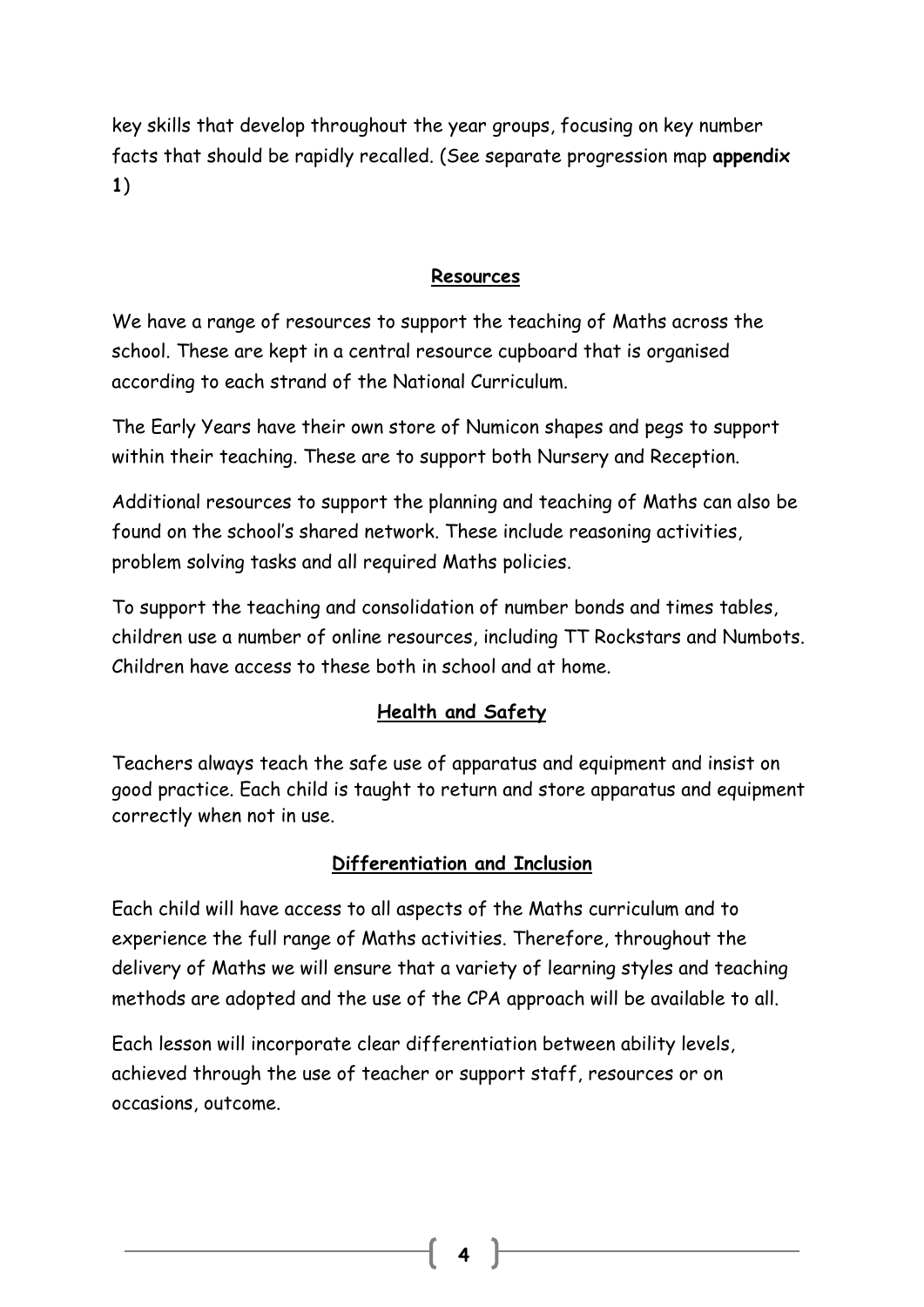key skills that develop throughout the year groups, focusing on key number facts that should be rapidly recalled. (See separate progression map **appendix 1**)

## Resources

We have a range of resources to support the teaching of Maths across the school. These are kept in a central resource cupboard that is organised according to each strand of the National Curriculum.

The Early Years have their own store of Numicon shapes and pegs to support within their teaching. These are to support both Nursery and Reception.

Additional resources to support the planning and teaching of Maths can also be found on the school's shared network. These include reasoning activities, problem solving tasks and all required Maths policies.

To support the teaching and consolidation of number bonds and times tables, children use a number of online resources, including TT Rockstars and Numbots. Children have access to these both in school and at home.

## Health and Safety

Teachers always teach the safe use of apparatus and equipment and insist on good practice. Each child is taught to return and store apparatus and equipment correctly when not in use.

## Differentiation and Inclusion

Each child will have access to all aspects of the Maths curriculum and to experience the full range of Maths activities. Therefore, throughout the delivery of Maths we will ensure that a variety of learning styles and teaching methods are adopted and the use of the CPA approach will be available to all.

Each lesson will incorporate clear differentiation between ability levels, achieved through the use of teacher or support staff, resources or on occasions, outcome.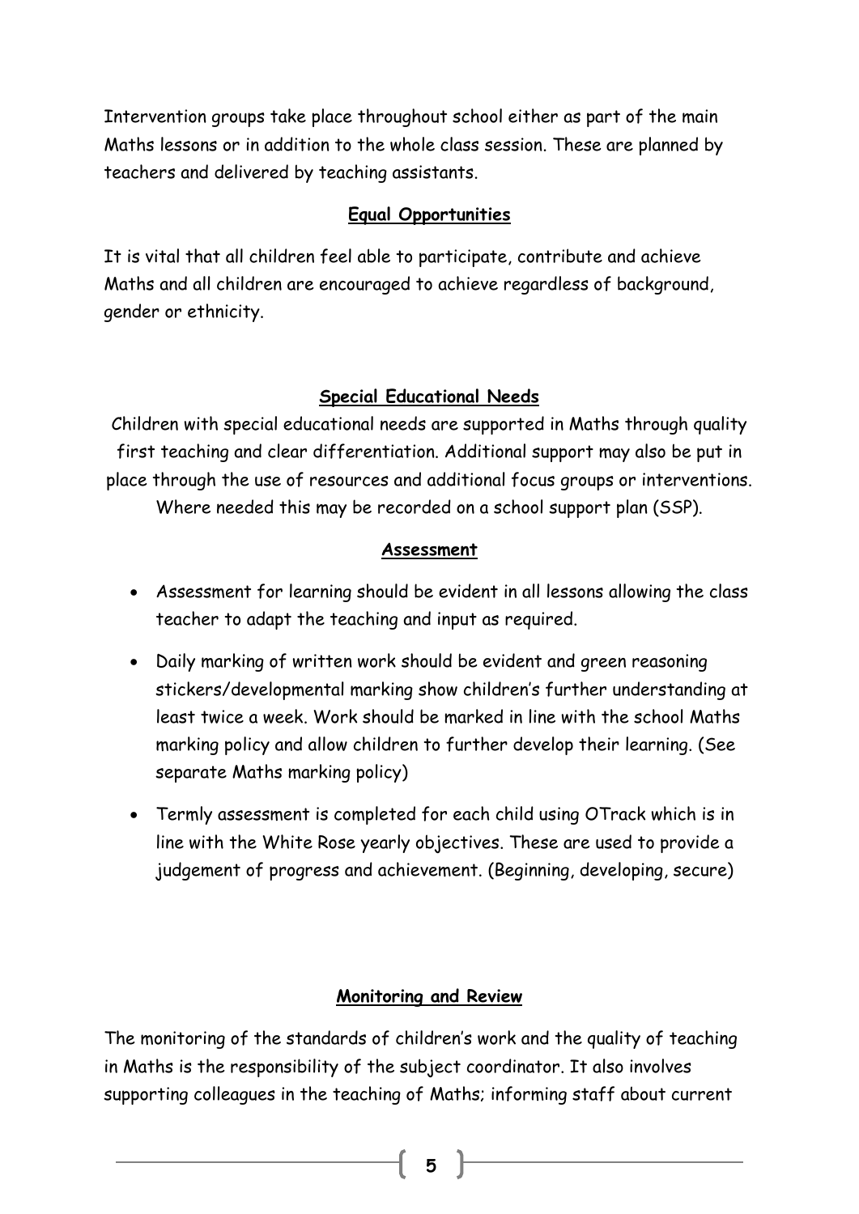Intervention groups take place throughout school either as part of the main Maths lessons or in addition to the whole class session. These are planned by teachers and delivered by teaching assistants.

## Equal Opportunities

It is vital that all children feel able to participate, contribute and achieve Maths and all children are encouraged to achieve regardless of background, gender or ethnicity.

## Special Educational Needs

Children with special educational needs are supported in Maths through quality first teaching and clear differentiation. Additional support may also be put in place through the use of resources and additional focus groups or interventions. Where needed this may be recorded on a school support plan (SSP).

## Assessment

- Assessment for learning should be evident in all lessons allowing the class teacher to adapt the teaching and input as required.
- Daily marking of written work should be evident and green reasoning stickers/developmental marking show children's further understanding at least twice a week. Work should be marked in line with the school Maths marking policy and allow children to further develop their learning. (See separate Maths marking policy)
- Termly assessment is completed for each child using OTrack which is in line with the White Rose yearly objectives. These are used to provide a judgement of progress and achievement. (Beginning, developing, secure)

## Monitoring and Review

The monitoring of the standards of children's work and the quality of teaching in Maths is the responsibility of the subject coordinator. It also involves supporting colleagues in the teaching of Maths; informing staff about current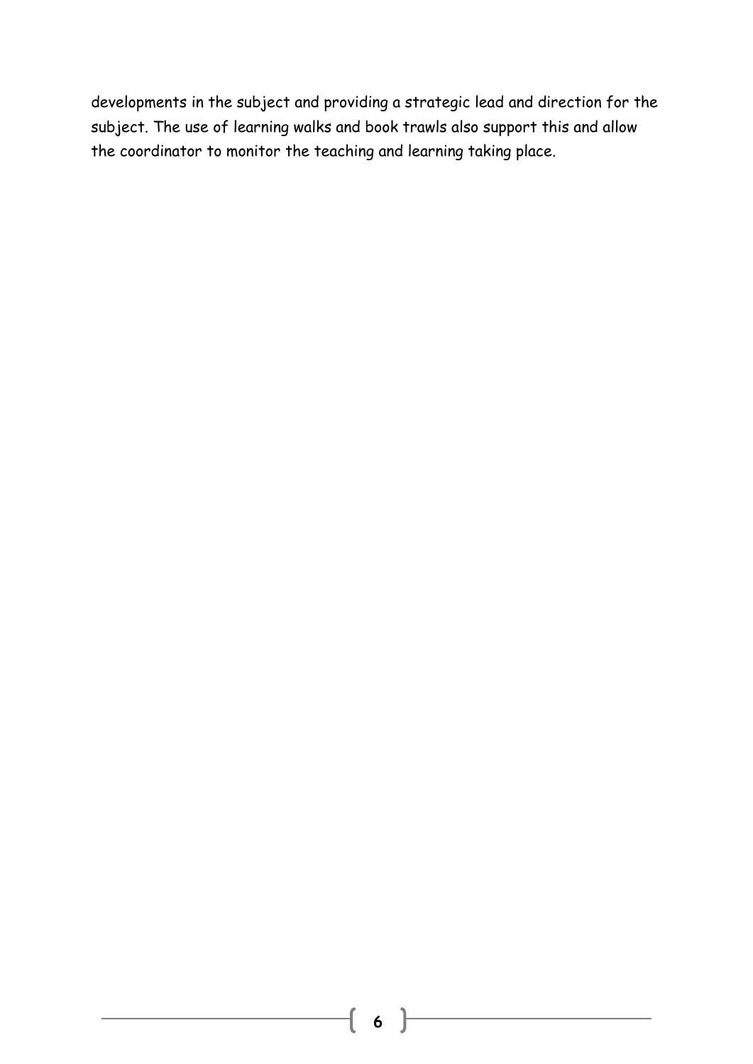developments in the subject and providing a strategic lead and direction for the subject. The use of learning walks and book trawls also support this and allow the coordinator to monitor the teaching and learning taking place.